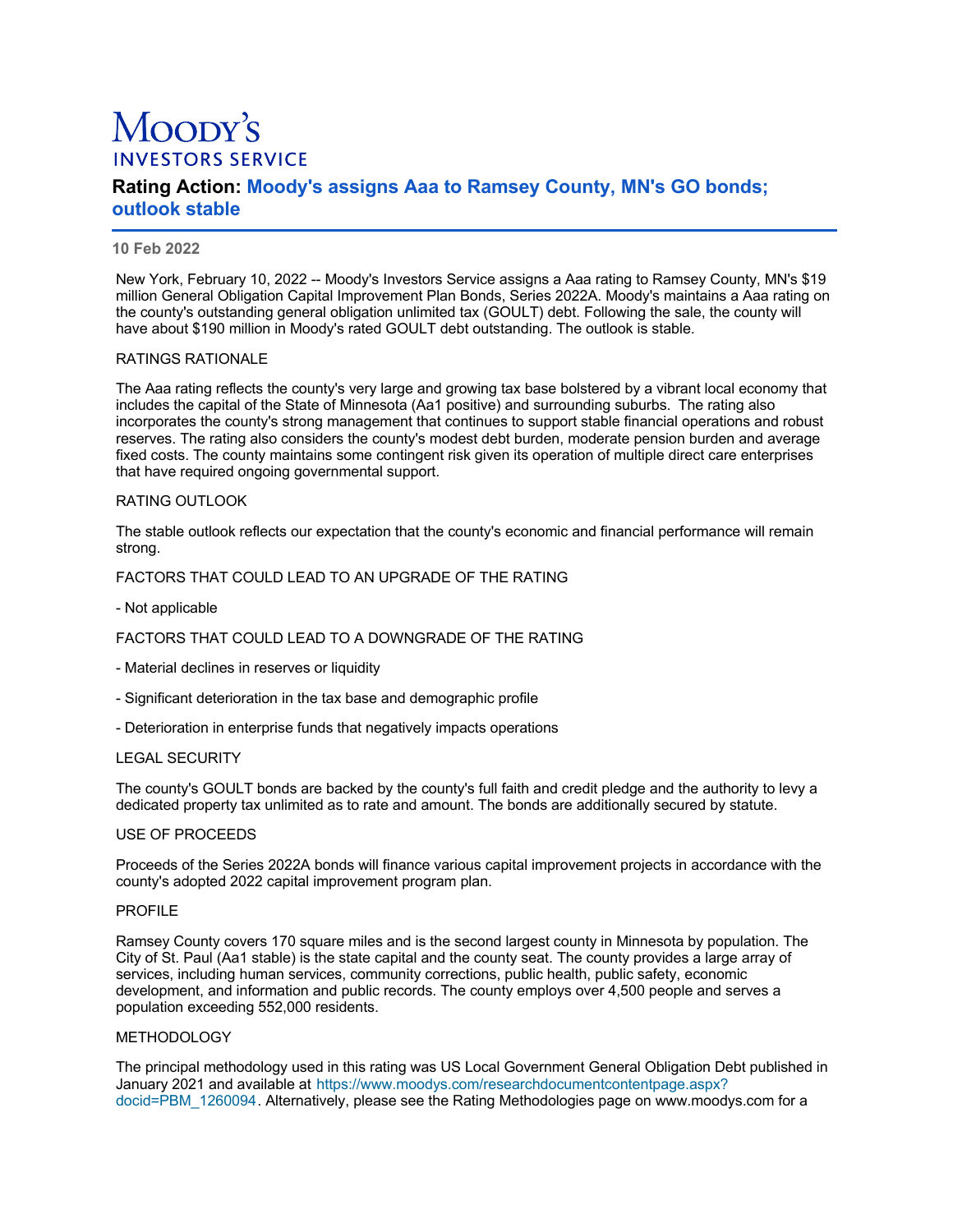# Moody's INVESTORS SERVICE

## Rating Action: Moody's assigns Aaa to Ramsey County, MN's GO bonds; outlook stable

**10 Feb 2022**

New York, February 10, 2022 -- Moody's Investors Service assigns a Aaa rating to Ramsey County, MN's $19 million General Obligation Capital Improvement Plan Bonds, Series 2022A. Moody's maintains a Aaa rating on the county's outstanding general obligation unlimited tax (GOULT) debt. Following the sale, the county will have about $190 million in Moody's rated GOULT debt outstanding. The outlook is stable.

RATINGS RATIONALE

The Aaa rating reflects the county's very large and growing tax base bolstered by a vibrant local economy that includes the capital of the State of Minnesota (Aa1 positive) and surrounding suburbs. The rating also incorporates the county's strong management that continues to support stable financial operations and robust reserves. The rating also considers the county's modest debt burden, moderate pension burden and average fixed costs. The county maintains some contingent risk given its operation of multiple direct care enterprises that have required ongoing governmental support.

RATING OUTLOOK

The stable outlook reflects our expectation that the county's economic and financial performance will remain strong.

FACTORS THAT COULD LEAD TO AN UPGRADE OF THE RATING

- Not applicable

FACTORS THAT COULD LEAD TO A DOWNGRADE OF THE RATING

- Material declines in reserves or liquidity

- Significant deterioration in the tax base and demographic profile

- Deterioration in enterprise funds that negatively impacts operations

LEGAL SECURITY

The county's GOULT bonds are backed by the county's full faith and credit pledge and the authority to levy a dedicated property tax unlimited as to rate and amount. The bonds are additionally secured by statute.

USE OF PROCEEDS

Proceeds of the Series 2022A bonds will finance various capital improvement projects in accordance with the county's adopted 2022 capital improvement program plan.

PROFILE

Ramsey County covers 170 square miles and is the second largest county in Minnesota by population. The City of St. Paul (Aa1 stable) is the state capital and the county seat. The county provides a large array of services, including human services, community corrections, public health, public safety, economic development, and information and public records. The county employs over 4,500 people and serves a population exceeding 552,000 residents.

METHODOLOGY

The principal methodology used in this rating was US Local Government General Obligation Debt published in January 2021 and available at https://www.moodys.com/researchdocumentcontentpage.aspx?docid=PBM_1260094. Alternatively, please see the Rating Methodologies page on www.moodys.com for a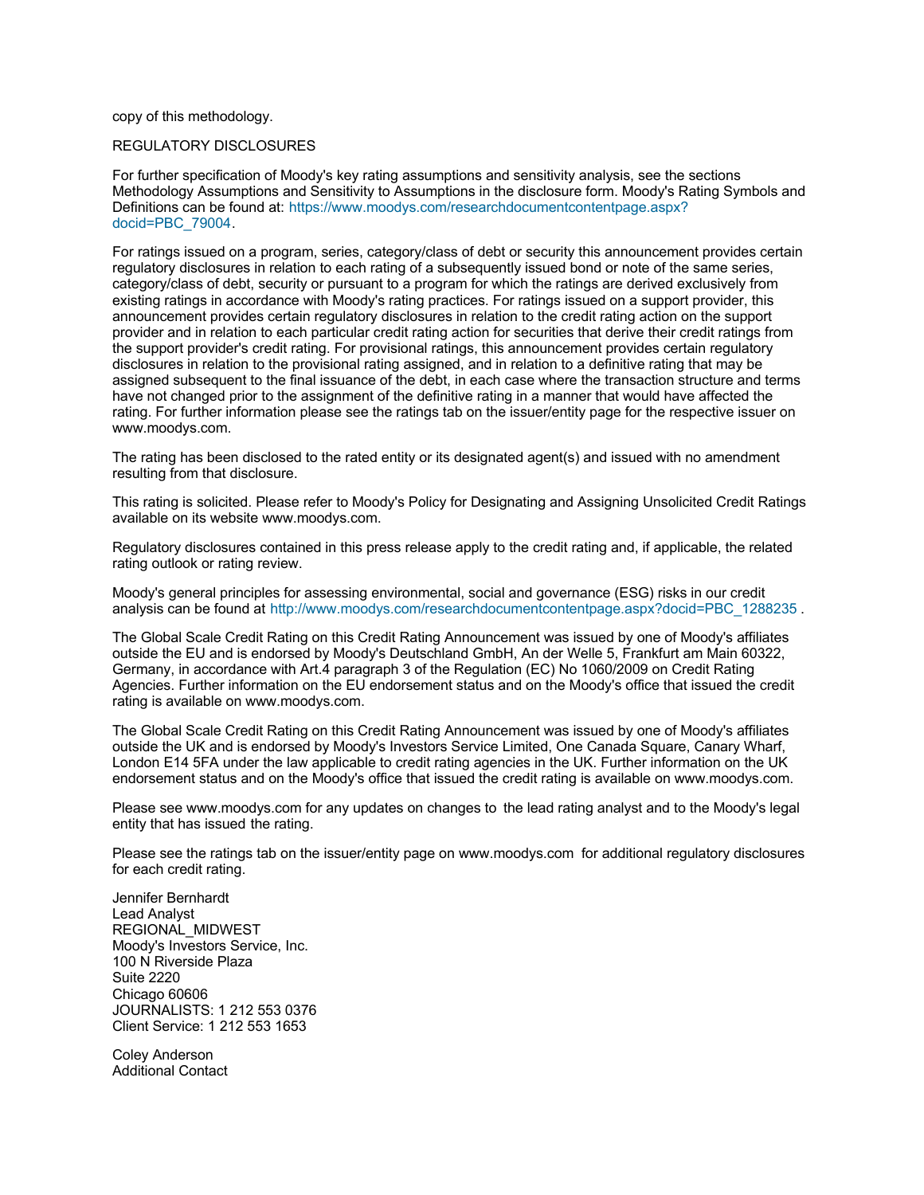copy of this methodology.

REGULATORY DISCLOSURES

For further specification of Moody's key rating assumptions and sensitivity analysis, see the sections Methodology Assumptions and Sensitivity to Assumptions in the disclosure form. Moody's Rating Symbols and Definitions can be found at: https://www.moodys.com/researchdocumentcontentpage.aspx?docid=PBC_79004.

For ratings issued on a program, series, category/class of debt or security this announcement provides certain regulatory disclosures in relation to each rating of a subsequently issued bond or note of the same series, category/class of debt, security or pursuant to a program for which the ratings are derived exclusively from existing ratings in accordance with Moody's rating practices. For ratings issued on a support provider, this announcement provides certain regulatory disclosures in relation to the credit rating action on the support provider and in relation to each particular credit rating action for securities that derive their credit ratings from the support provider's credit rating. For provisional ratings, this announcement provides certain regulatory disclosures in relation to the provisional rating assigned, and in relation to a definitive rating that may be assigned subsequent to the final issuance of the debt, in each case where the transaction structure and terms have not changed prior to the assignment of the definitive rating in a manner that would have affected the rating. For further information please see the ratings tab on the issuer/entity page for the respective issuer on www.moodys.com.

The rating has been disclosed to the rated entity or its designated agent(s) and issued with no amendment resulting from that disclosure.

This rating is solicited. Please refer to Moody's Policy for Designating and Assigning Unsolicited Credit Ratings available on its website www.moodys.com.

Regulatory disclosures contained in this press release apply to the credit rating and, if applicable, the related rating outlook or rating review.

Moody's general principles for assessing environmental, social and governance (ESG) risks in our credit analysis can be found at http://www.moodys.com/researchdocumentcontentpage.aspx?docid=PBC_1288235 .

The Global Scale Credit Rating on this Credit Rating Announcement was issued by one of Moody's affiliates outside the EU and is endorsed by Moody's Deutschland GmbH, An der Welle 5, Frankfurt am Main 60322, Germany, in accordance with Art.4 paragraph 3 of the Regulation (EC) No 1060/2009 on Credit Rating Agencies. Further information on the EU endorsement status and on the Moody's office that issued the credit rating is available on www.moodys.com.

The Global Scale Credit Rating on this Credit Rating Announcement was issued by one of Moody's affiliates outside the UK and is endorsed by Moody's Investors Service Limited, One Canada Square, Canary Wharf, London E14 5FA under the law applicable to credit rating agencies in the UK. Further information on the UK endorsement status and on the Moody's office that issued the credit rating is available on www.moodys.com.

Please see www.moodys.com for any updates on changes to the lead rating analyst and to the Moody's legal entity that has issued the rating.

Please see the ratings tab on the issuer/entity page on www.moodys.com for additional regulatory disclosures for each credit rating.

Jennifer Bernhardt  
Lead Analyst  
REGIONAL_MIDWEST  
Moody's Investors Service, Inc.  
100 N Riverside Plaza  
Suite 2220  
Chicago 60606  
JOURNALISTS: 1 212 553 0376  
Client Service: 1 212 553 1653

Coley Anderson  
Additional Contact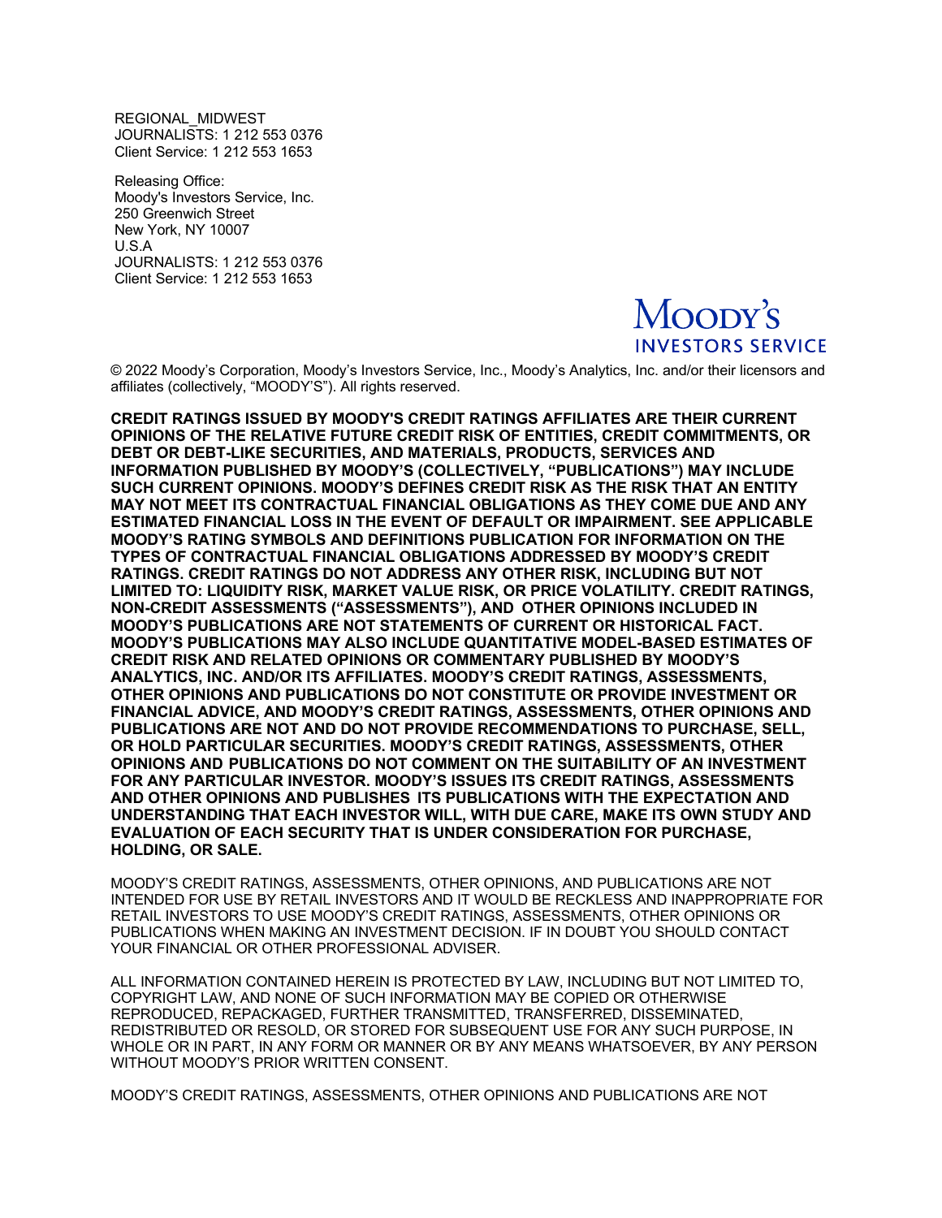REGIONAL_MIDWEST
JOURNALISTS: 1 212 553 0376
Client Service: 1 212 553 1653

Releasing Office:
Moody's Investors Service, Inc.
250 Greenwich Street
New York, NY 10007
U.S.A
JOURNALISTS: 1 212 553 0376
Client Service: 1 212 553 1653

Moody's Investors Service

© 2022 Moody's Corporation, Moody's Investors Service, Inc., Moody's Analytics, Inc. and/or their licensors and affiliates (collectively, "MOODY'S"). All rights reserved.

**CREDIT RATINGS ISSUED BY MOODY'S CREDIT RATINGS AFFILIATES ARE THEIR CURRENT OPINIONS OF THE RELATIVE FUTURE CREDIT RISK OF ENTITIES, CREDIT COMMITMENTS, OR DEBT OR DEBT-LIKE SECURITIES, AND MATERIALS, PRODUCTS, SERVICES AND INFORMATION PUBLISHED BY MOODY'S (COLLECTIVELY, "PUBLICATIONS") MAY INCLUDE SUCH CURRENT OPINIONS. MOODY'S DEFINES CREDIT RISK AS THE RISK THAT AN ENTITY MAY NOT MEET ITS CONTRACTUAL FINANCIAL OBLIGATIONS AS THEY COME DUE AND ANY ESTIMATED FINANCIAL LOSS IN THE EVENT OF DEFAULT OR IMPAIRMENT. SEE APPLICABLE MOODY'S RATING SYMBOLS AND DEFINITIONS PUBLICATION FOR INFORMATION ON THE TYPES OF CONTRACTUAL FINANCIAL OBLIGATIONS ADDRESSED BY MOODY'S CREDIT RATINGS. CREDIT RATINGS DO NOT ADDRESS ANY OTHER RISK, INCLUDING BUT NOT LIMITED TO: LIQUIDITY RISK, MARKET VALUE RISK, OR PRICE VOLATILITY. CREDIT RATINGS, NON-CREDIT ASSESSMENTS ("ASSESSMENTS"), AND OTHER OPINIONS INCLUDED IN MOODY'S PUBLICATIONS ARE NOT STATEMENTS OF CURRENT OR HISTORICAL FACT. MOODY'S PUBLICATIONS MAY ALSO INCLUDE QUANTITATIVE MODEL-BASED ESTIMATES OF CREDIT RISK AND RELATED OPINIONS OR COMMENTARY PUBLISHED BY MOODY'S ANALYTICS, INC. AND/OR ITS AFFILIATES. MOODY'S CREDIT RATINGS, ASSESSMENTS, OTHER OPINIONS AND PUBLICATIONS DO NOT CONSTITUTE OR PROVIDE INVESTMENT OR FINANCIAL ADVICE, AND MOODY'S CREDIT RATINGS, ASSESSMENTS, OTHER OPINIONS AND PUBLICATIONS ARE NOT AND DO NOT PROVIDE RECOMMENDATIONS TO PURCHASE, SELL, OR HOLD PARTICULAR SECURITIES. MOODY'S CREDIT RATINGS, ASSESSMENTS, OTHER OPINIONS AND PUBLICATIONS DO NOT COMMENT ON THE SUITABILITY OF AN INVESTMENT FOR ANY PARTICULAR INVESTOR. MOODY'S ISSUES ITS CREDIT RATINGS, ASSESSMENTS AND OTHER OPINIONS AND PUBLISHES ITS PUBLICATIONS WITH THE EXPECTATION AND UNDERSTANDING THAT EACH INVESTOR WILL, WITH DUE CARE, MAKE ITS OWN STUDY AND EVALUATION OF EACH SECURITY THAT IS UNDER CONSIDERATION FOR PURCHASE, HOLDING, OR SALE.**

MOODY'S CREDIT RATINGS, ASSESSMENTS, OTHER OPINIONS, AND PUBLICATIONS ARE NOT INTENDED FOR USE BY RETAIL INVESTORS AND IT WOULD BE RECKLESS AND INAPPROPRIATE FOR RETAIL INVESTORS TO USE MOODY'S CREDIT RATINGS, ASSESSMENTS, OTHER OPINIONS OR PUBLICATIONS WHEN MAKING AN INVESTMENT DECISION. IF IN DOUBT YOU SHOULD CONTACT YOUR FINANCIAL OR OTHER PROFESSIONAL ADVISER.

ALL INFORMATION CONTAINED HEREIN IS PROTECTED BY LAW, INCLUDING BUT NOT LIMITED TO, COPYRIGHT LAW, AND NONE OF SUCH INFORMATION MAY BE COPIED OR OTHERWISE REPRODUCED, REPACKAGED, FURTHER TRANSMITTED, TRANSFERRED, DISSEMINATED, REDISTRIBUTED OR RESOLD, OR STORED FOR SUBSEQUENT USE FOR ANY SUCH PURPOSE, IN WHOLE OR IN PART, IN ANY FORM OR MANNER OR BY ANY MEANS WHATSOEVER, BY ANY PERSON WITHOUT MOODY'S PRIOR WRITTEN CONSENT.

MOODY'S CREDIT RATINGS, ASSESSMENTS, OTHER OPINIONS AND PUBLICATIONS ARE NOT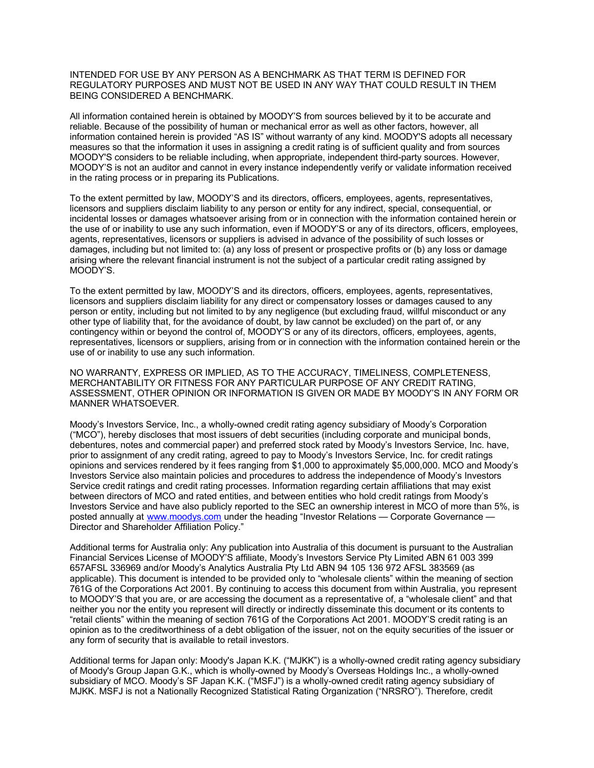INTENDED FOR USE BY ANY PERSON AS A BENCHMARK AS THAT TERM IS DEFINED FOR REGULATORY PURPOSES AND MUST NOT BE USED IN ANY WAY THAT COULD RESULT IN THEM BEING CONSIDERED A BENCHMARK.

All information contained herein is obtained by MOODY'S from sources believed by it to be accurate and reliable. Because of the possibility of human or mechanical error as well as other factors, however, all information contained herein is provided "AS IS" without warranty of any kind. MOODY'S adopts all necessary measures so that the information it uses in assigning a credit rating is of sufficient quality and from sources MOODY'S considers to be reliable including, when appropriate, independent third-party sources. However, MOODY'S is not an auditor and cannot in every instance independently verify or validate information received in the rating process or in preparing its Publications.

To the extent permitted by law, MOODY'S and its directors, officers, employees, agents, representatives, licensors and suppliers disclaim liability to any person or entity for any indirect, special, consequential, or incidental losses or damages whatsoever arising from or in connection with the information contained herein or the use of or inability to use any such information, even if MOODY'S or any of its directors, officers, employees, agents, representatives, licensors or suppliers is advised in advance of the possibility of such losses or damages, including but not limited to: (a) any loss of present or prospective profits or (b) any loss or damage arising where the relevant financial instrument is not the subject of a particular credit rating assigned by MOODY'S.

To the extent permitted by law, MOODY'S and its directors, officers, employees, agents, representatives, licensors and suppliers disclaim liability for any direct or compensatory losses or damages caused to any person or entity, including but not limited to by any negligence (but excluding fraud, willful misconduct or any other type of liability that, for the avoidance of doubt, by law cannot be excluded) on the part of, or any contingency within or beyond the control of, MOODY'S or any of its directors, officers, employees, agents, representatives, licensors or suppliers, arising from or in connection with the information contained herein or the use of or inability to use any such information.

NO WARRANTY, EXPRESS OR IMPLIED, AS TO THE ACCURACY, TIMELINESS, COMPLETENESS, MERCHANTABILITY OR FITNESS FOR ANY PARTICULAR PURPOSE OF ANY CREDIT RATING, ASSESSMENT, OTHER OPINION OR INFORMATION IS GIVEN OR MADE BY MOODY'S IN ANY FORM OR MANNER WHATSOEVER.

Moody's Investors Service, Inc., a wholly-owned credit rating agency subsidiary of Moody's Corporation ("MCO"), hereby discloses that most issuers of debt securities (including corporate and municipal bonds, debentures, notes and commercial paper) and preferred stock rated by Moody's Investors Service, Inc. have, prior to assignment of any credit rating, agreed to pay to Moody's Investors Service, Inc. for credit ratings opinions and services rendered by it fees ranging from $1,000 to approximately $5,000,000. MCO and Moody's Investors Service also maintain policies and procedures to address the independence of Moody's Investors Service credit ratings and credit rating processes. Information regarding certain affiliations that may exist between directors of MCO and rated entities, and between entities who hold credit ratings from Moody's Investors Service and have also publicly reported to the SEC an ownership interest in MCO of more than 5%, is posted annually at [www.moodys.com](http://www.moodys.com) under the heading "Investor Relations — Corporate Governance — Director and Shareholder Affiliation Policy."

Additional terms for Australia only: Any publication into Australia of this document is pursuant to the Australian Financial Services License of MOODY'S affiliate, Moody's Investors Service Pty Limited ABN 61 003 399 657AFSL 336969 and/or Moody's Analytics Australia Pty Ltd ABN 94 105 136 972 AFSL 383569 (as applicable). This document is intended to be provided only to "wholesale clients" within the meaning of section 761G of the Corporations Act 2001. By continuing to access this document from within Australia, you represent to MOODY'S that you are, or are accessing the document as a representative of, a "wholesale client" and that neither you nor the entity you represent will directly or indirectly disseminate this document or its contents to "retail clients" within the meaning of section 761G of the Corporations Act 2001. MOODY'S credit rating is an opinion as to the creditworthiness of a debt obligation of the issuer, not on the equity securities of the issuer or any form of security that is available to retail investors.

Additional terms for Japan only: Moody's Japan K.K. ("MJKK") is a wholly-owned credit rating agency subsidiary of Moody's Group Japan G.K., which is wholly-owned by Moody's Overseas Holdings Inc., a wholly-owned subsidiary of MCO. Moody's SF Japan K.K. ("MSFJ") is a wholly-owned credit rating agency subsidiary of MJKK. MSFJ is not a Nationally Recognized Statistical Rating Organization ("NRSRO"). Therefore, credit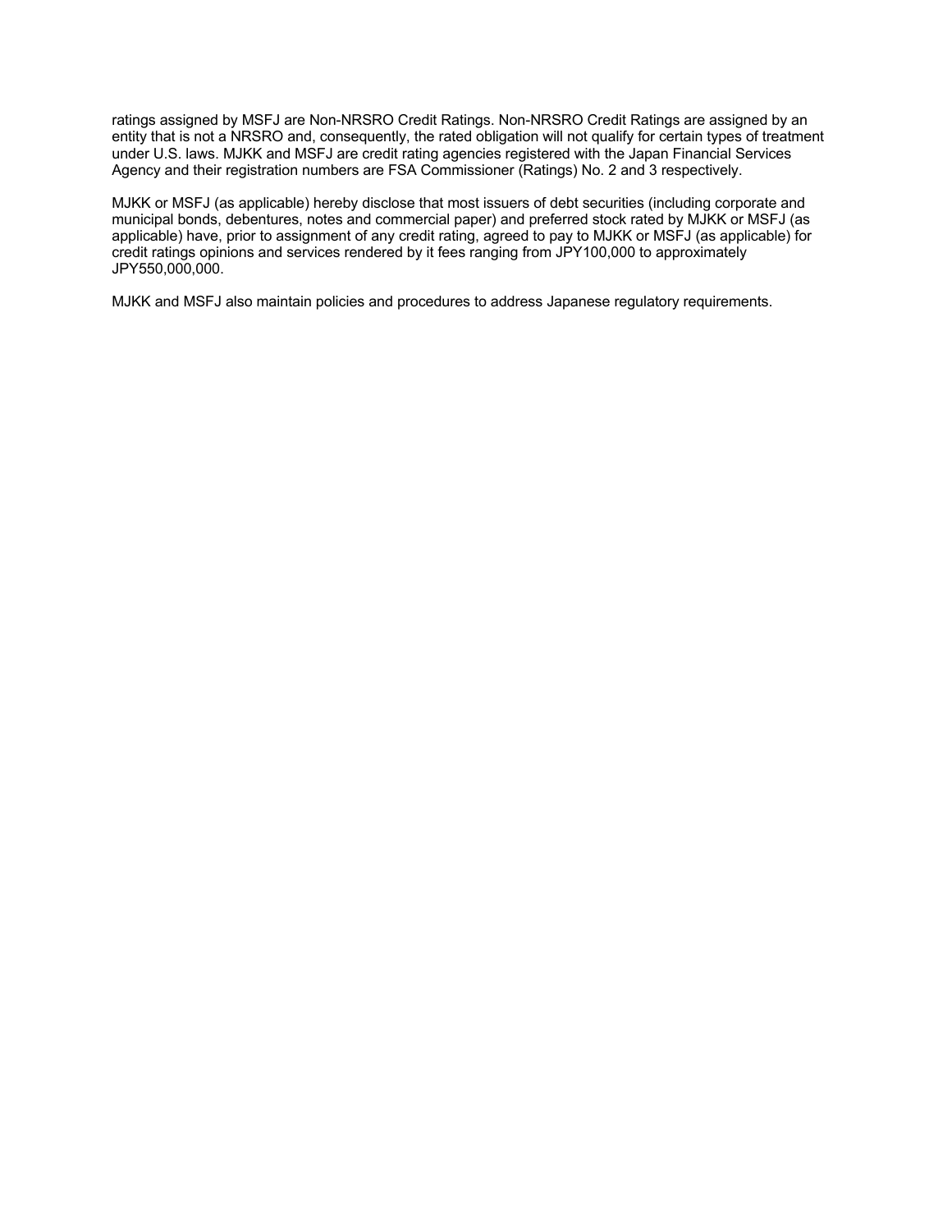ratings assigned by MSFJ are Non-NRSRO Credit Ratings. Non-NRSRO Credit Ratings are assigned by an entity that is not a NRSRO and, consequently, the rated obligation will not qualify for certain types of treatment under U.S. laws. MJKK and MSFJ are credit rating agencies registered with the Japan Financial Services Agency and their registration numbers are FSA Commissioner (Ratings) No. 2 and 3 respectively.

MJKK or MSFJ (as applicable) hereby disclose that most issuers of debt securities (including corporate and municipal bonds, debentures, notes and commercial paper) and preferred stock rated by MJKK or MSFJ (as applicable) have, prior to assignment of any credit rating, agreed to pay to MJKK or MSFJ (as applicable) for credit ratings opinions and services rendered by it fees ranging from JPY100,000 to approximately JPY550,000,000.

MJKK and MSFJ also maintain policies and procedures to address Japanese regulatory requirements.